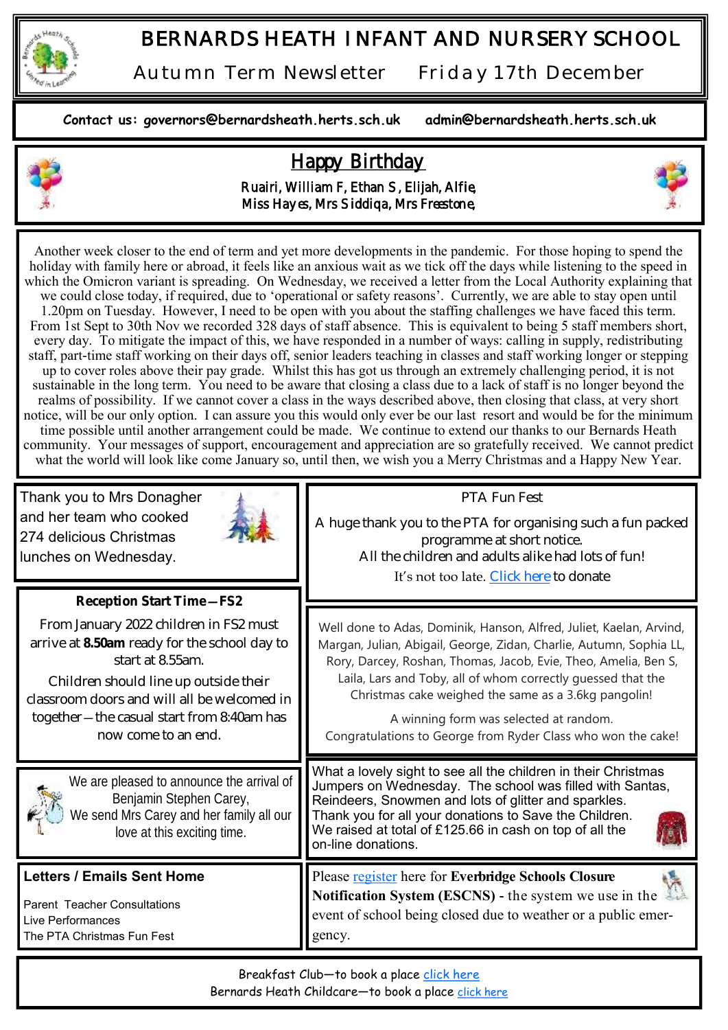# BERNARDS HEATH INFANT AND NURSERY SCHOOL

Autumn Term Newsletter     Friday 17th December

**Contact us: governors@bernardsheath.herts.sch.uk     admin@bernardsheath.herts.sch.uk**

## Happy Birthday

Ruairi, William F, Ethan S, Elijah, Alfie,
Miss Hayes, Mrs Siddiqa, Mrs Freestone,

Another week closer to the end of term and yet more developments in the pandemic. For those hoping to spend the holiday with family here or abroad, it feels like an anxious wait as we tick off the days while listening to the speed in which the Omicron variant is spreading. On Wednesday, we received a letter from the Local Authority explaining that we could close today, if required, due to 'operational or safety reasons'. Currently, we are able to stay open until 1.20pm on Tuesday. However, I need to be open with you about the staffing challenges we have faced this term. From 1st Sept to 30th Nov we recorded 328 days of staff absence. This is equivalent to being 5 staff members short, every day. To mitigate the impact of this, we have responded in a number of ways: calling in supply, redistributing staff, part-time staff working on their days off, senior leaders teaching in classes and staff working longer or stepping up to cover roles above their pay grade. Whilst this has got us through an extremely challenging period, it is not sustainable in the long term. You need to be aware that closing a class due to a lack of staff is no longer beyond the realms of possibility. If we cannot cover a class in the ways described above, then closing that class, at very short notice, will be our only option. I can assure you this would only ever be our last resort and would be for the minimum time possible until another arrangement could be made. We continue to extend our thanks to our Bernards Heath community. Your messages of support, encouragement and appreciation are so gratefully received. We cannot predict what the world will look like come January so, until then, we wish you a Merry Christmas and a Happy New Year.

Thank you to Mrs Donagher and her team who cooked 274 delicious Christmas lunches on Wednesday.

**Reception Start Time—FS2**

From January 2022 children in FS2 must arrive at **8.50am** ready for the school day to start at 8.55am.

Children should line up outside their classroom doors and will all be welcomed in together—the casual start from 8:40am has now come to an end.

We are pleased to announce the arrival of Benjamin Stephen Carey,
We send Mrs Carey and her family all our love at this exciting time.

**Letters / Emails Sent Home**

Parent Teacher Consultations
Live Performances
The PTA Christmas Fun Fest

PTA Fun Fest

A huge thank you to the PTA for organising such a fun packed programme at short notice.
All the children and adults alike had lots of fun!
It's not too late. Click here to donate

Well done to Adas, Dominik, Hanson, Alfred, Juliet, Kaelan, Arvind, Margan, Julian, Abigail, George, Zidan, Charlie, Autumn, Sophia LL, Rory, Darcey, Roshan, Thomas, Jacob, Evie, Theo, Amelia, Ben S, Laila, Lars and Toby, all of whom correctly guessed that the Christmas cake weighed the same as a 3.6kg pangolin!

A winning form was selected at random.
Congratulations to George from Ryder Class who won the cake!

What a lovely sight to see all the children in their Christmas Jumpers on Wednesday. The school was filled with Santas, Reindeers, Snowmen and lots of glitter and sparkles. Thank you for all your donations to Save the Children. We raised at total of £125.66 in cash on top of all the on-line donations.

Please register here for **Everbridge Schools Closure Notification System (ESCNS)** - the system we use in the event of school being closed due to weather or a public emergency.

Breakfast Club—to book a place click here
Bernards Heath Childcare—to book a place click here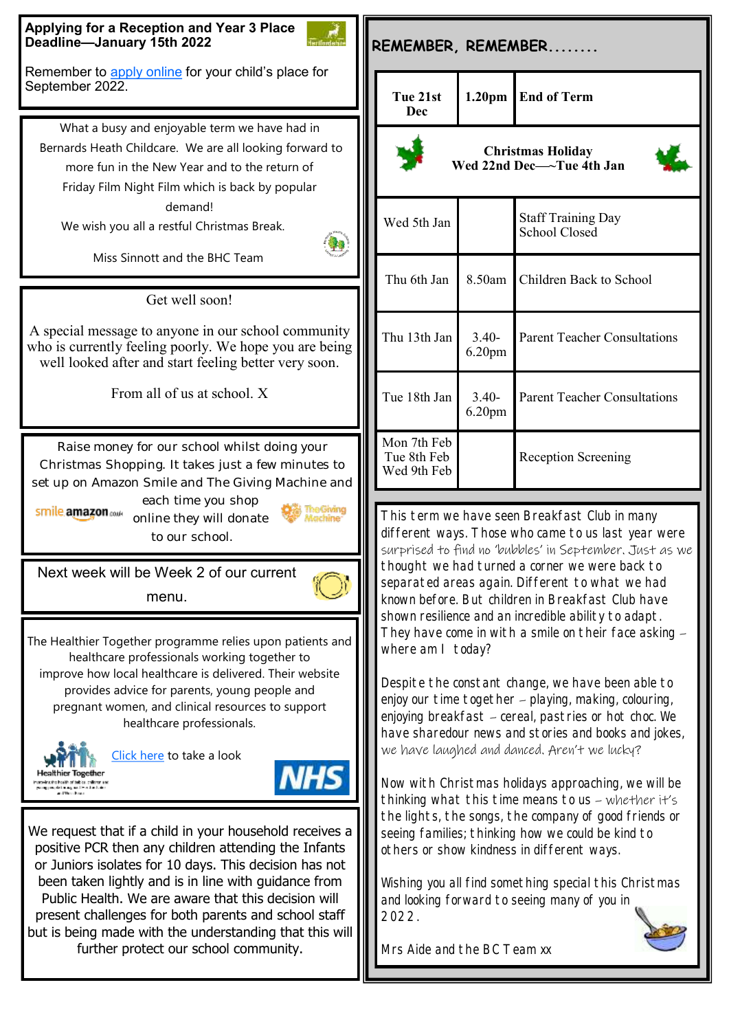## Applying for a Reception and Year 3 Place Deadline—January 15th 2022

Remember to apply online for your child's place for September 2022.

What a busy and enjoyable term we have had in Bernards Heath Childcare. We are all looking forward to more fun in the New Year and to the return of Friday Film Night Film which is back by popular demand!

We wish you all a restful Christmas Break.

Miss Sinnott and the BHC Team

Get well soon!

A special message to anyone in our school community who is currently feeling poorly. We hope you are being well looked after and start feeling better very soon.

From all of us at school. X

Raise money for our school whilst doing your Christmas Shopping. It takes just a few minutes to set up on Amazon Smile and The Giving Machine and each time you shop online they will donate to our school.

Next week will be Week 2 of our current menu.

The Healthier Together programme relies upon patients and healthcare professionals working together to improve how local healthcare is delivered. Their website provides advice for parents, young people and pregnant women, and clinical resources to support healthcare professionals.

Click here to take a look

We request that if a child in your household receives a positive PCR then any children attending the Infants or Juniors isolates for 10 days. This decision has not been taken lightly and is in line with guidance from Public Health. We are aware that this decision will present challenges for both parents and school staff but is being made with the understanding that this will further protect our school community.

## REMEMBER, REMEMBER........

| | | |
|---|---|---|
| Tue 21st Dec | 1.20pm | End of Term |
| Christmas Holiday Wed 22nd Dec—Tue 4th Jan | | |
| Wed 5th Jan | | Staff Training Day School Closed |
| Thu 6th Jan | 8.50am | Children Back to School |
| Thu 13th Jan | 3.40-6.20pm | Parent Teacher Consultations |
| Tue 18th Jan | 3.40-6.20pm | Parent Teacher Consultations |
| Mon 7th Feb Tue 8th Feb Wed 9th Feb | | Reception Screening |

This term we have seen Breakfast Club in many different ways. Those who came to us last year were surprised to find no 'bubbles' in September. Just as we thought we had turned a corner we were back to separated areas again. Different to what we had known before. But children in Breakfast Club have shown resilience and an incredible ability to adapt. They have come in with a smile on their face asking – where am I today?

Despite the constant change, we have been able to enjoy our time together – playing, making, colouring, enjoying breakfast – cereal, pastries or hot choc. We have sharedour news and stories and books and jokes, we have laughed and danced. Aren't we lucky?

Now with Christmas holidays approaching, we will be thinking what this time means to us – whether it's the lights, the songs, the company of good friends or seeing families; thinking how we could be kind to others or show kindness in different ways.

Wishing you all find something special this Christmas and looking forward to seeing many of you in 2022.

Mrs Aide and the BC Team xx